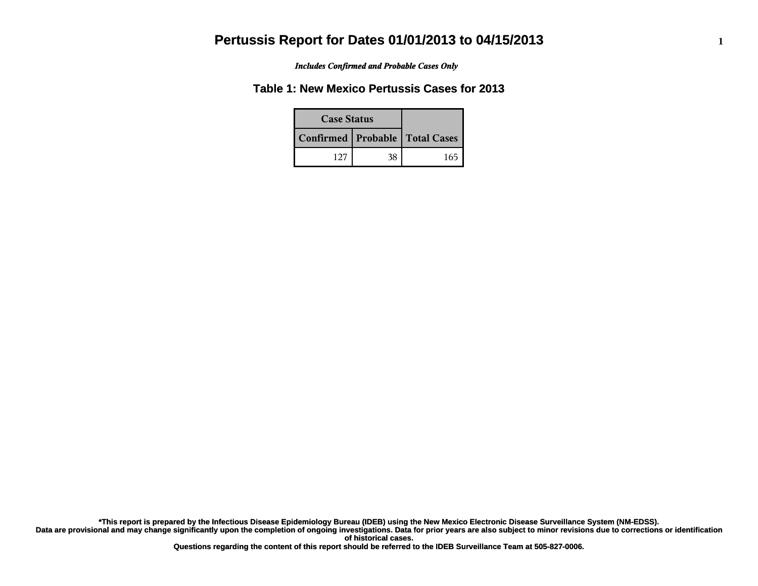# Pertussis Report for Dates 01/01/2013 to 04/15/2013

***Includes Confirmed and Probable Cases Only***

## Table 1: New Mexico Pertussis Cases for 2013

| Case Status | | |
|---|---|---|
| **Confirmed** | **Probable** | **Total Cases** |
| 127 | 38 | 165 |

**\*This report is prepared by the Infectious Disease Epidemiology Bureau (IDEB) using the New Mexico Electronic Disease Surveillance System (NM-EDSS).**
**Data are provisional and may change significantly upon the completion of ongoing investigations. Data for prior years are also subject to minor revisions due to corrections or identification of historical cases.**
**Questions regarding the content of this report should be referred to the IDEB Surveillance Team at 505-827-0006.**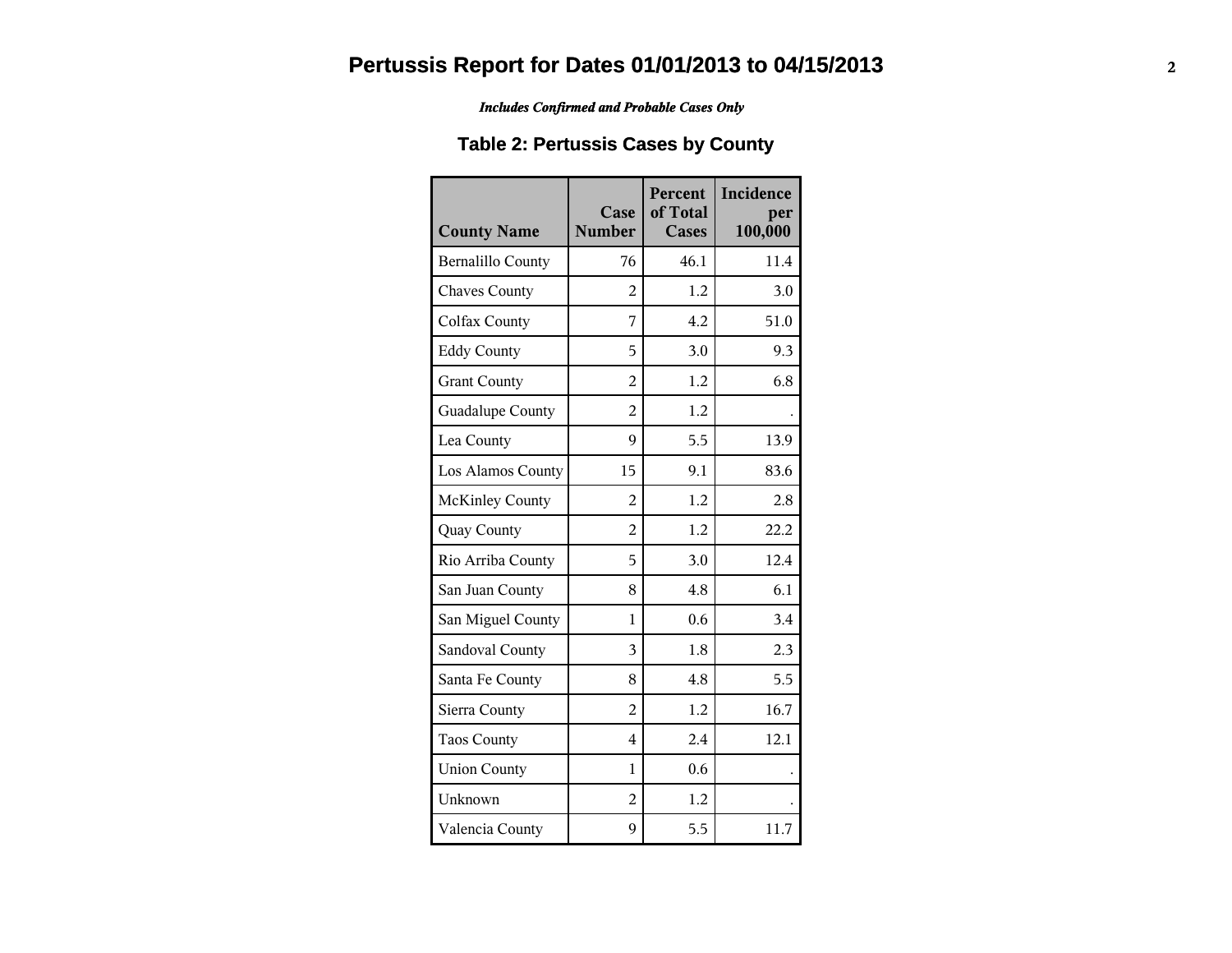# Pertussis Report for Dates 01/01/2013 to 04/15/2013

*Includes Confirmed and Probable Cases Only*

## Table 2: Pertussis Cases by County

| County Name | Case Number | Percent of Total Cases | Incidence per 100,000 |
|---|---|---|---|
| Bernalillo County | 76 | 46.1 | 11.4 |
| Chaves County | 2 | 1.2 | 3.0 |
| Colfax County | 7 | 4.2 | 51.0 |
| Eddy County | 5 | 3.0 | 9.3 |
| Grant County | 2 | 1.2 | 6.8 |
| Guadalupe County | 2 | 1.2 | . |
| Lea County | 9 | 5.5 | 13.9 |
| Los Alamos County | 15 | 9.1 | 83.6 |
| McKinley County | 2 | 1.2 | 2.8 |
| Quay County | 2 | 1.2 | 22.2 |
| Rio Arriba County | 5 | 3.0 | 12.4 |
| San Juan County | 8 | 4.8 | 6.1 |
| San Miguel County | 1 | 0.6 | 3.4 |
| Sandoval County | 3 | 1.8 | 2.3 |
| Santa Fe County | 8 | 4.8 | 5.5 |
| Sierra County | 2 | 1.2 | 16.7 |
| Taos County | 4 | 2.4 | 12.1 |
| Union County | 1 | 0.6 | . |
| Unknown | 2 | 1.2 | . |
| Valencia County | 9 | 5.5 | 11.7 |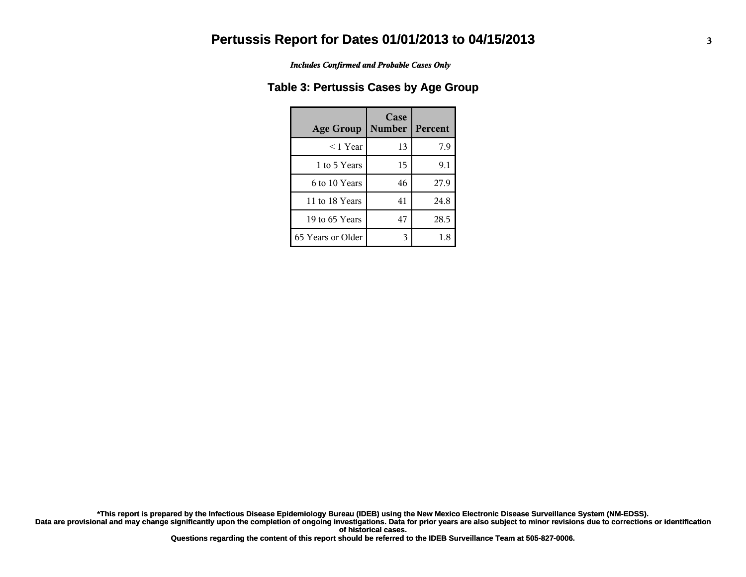# Pertussis Report for Dates 01/01/2013 to 04/15/2013

***Includes Confirmed and Probable Cases Only***

## Table 3: Pertussis Cases by Age Group

| Age Group | Case Number | Percent |
|---|---|---|
| < 1 Year | 13 | 7.9 |
| 1 to 5 Years | 15 | 9.1 |
| 6 to 10 Years | 46 | 27.9 |
| 11 to 18 Years | 41 | 24.8 |
| 19 to 65 Years | 47 | 28.5 |
| 65 Years or Older | 3 | 1.8 |

**\*This report is prepared by the Infectious Disease Epidemiology Bureau (IDEB) using the New Mexico Electronic Disease Surveillance System (NM-EDSS).**
**Data are provisional and may change significantly upon the completion of ongoing investigations. Data for prior years are also subject to minor revisions due to corrections or identification of historical cases.**
**Questions regarding the content of this report should be referred to the IDEB Surveillance Team at 505-827-0006.**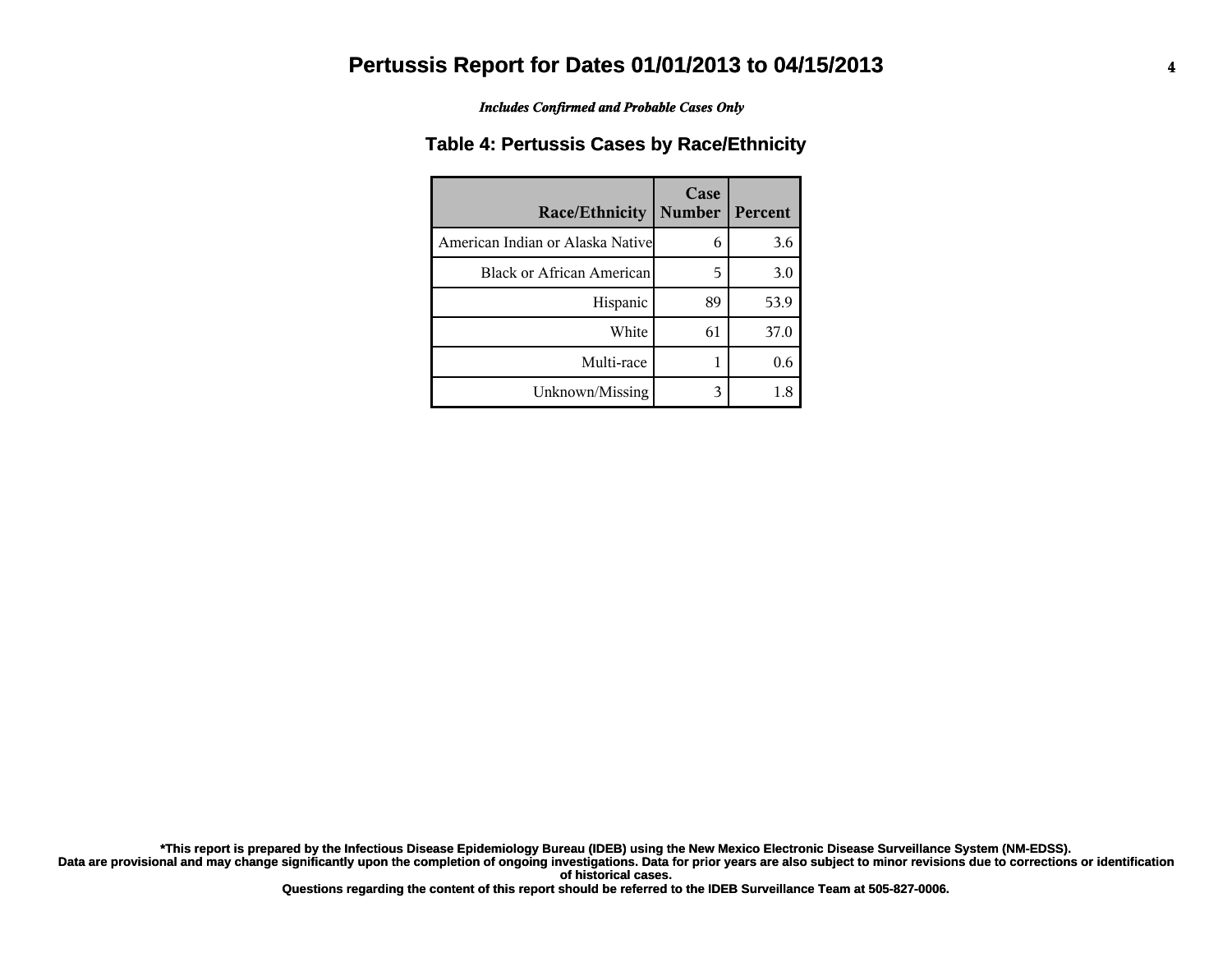# Pertussis Report for Dates 01/01/2013 to 04/15/2013

***Includes Confirmed and Probable Cases Only***

## Table 4: Pertussis Cases by Race/Ethnicity

| Race/Ethnicity | Case Number | Percent |
|---|---|---|
| American Indian or Alaska Native | 6 | 3.6 |
| Black or African American | 5 | 3.0 |
| Hispanic | 89 | 53.9 |
| White | 61 | 37.0 |
| Multi-race | 1 | 0.6 |
| Unknown/Missing | 3 | 1.8 |

**\*This report is prepared by the Infectious Disease Epidemiology Bureau (IDEB) using the New Mexico Electronic Disease Surveillance System (NM-EDSS). Data are provisional and may change significantly upon the completion of ongoing investigations. Data for prior years are also subject to minor revisions due to corrections or identification of historical cases.**

**Questions regarding the content of this report should be referred to the IDEB Surveillance Team at 505-827-0006.**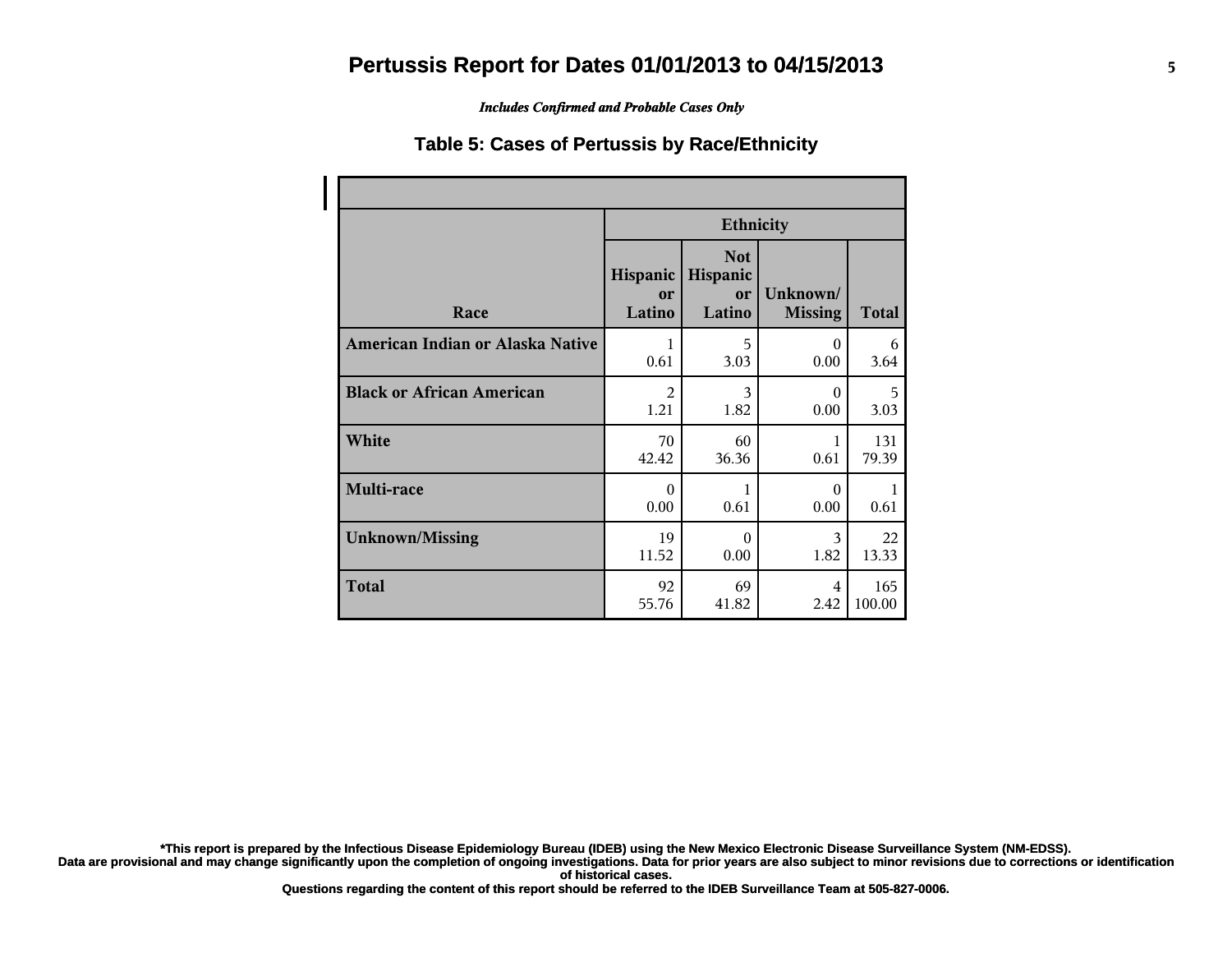# Pertussis Report for Dates 01/01/2013 to 04/15/2013

*Includes Confirmed and Probable Cases Only*

## Table 5: Cases of Pertussis by Race/Ethnicity

| Race | Ethnicity | | | |
|---|---|---|---|---|
| | Hispanic or Latino | Not Hispanic or Latino | Unknown/ Missing | Total |
| **American Indian or Alaska Native** | 1<br>0.61 | 5<br>3.03 | 0<br>0.00 | 6<br>3.64 |
| **Black or African American** | 2<br>1.21 | 3<br>1.82 | 0<br>0.00 | 5<br>3.03 |
| **White** | 70<br>42.42 | 60<br>36.36 | 1<br>0.61 | 131<br>79.39 |
| **Multi-race** | 0<br>0.00 | 1<br>0.61 | 0<br>0.00 | 1<br>0.61 |
| **Unknown/Missing** | 19<br>11.52 | 0<br>0.00 | 3<br>1.82 | 22<br>13.33 |
| **Total** | 92<br>55.76 | 69<br>41.82 | 4<br>2.42 | 165<br>100.00 |

**\*This report is prepared by the Infectious Disease Epidemiology Bureau (IDEB) using the New Mexico Electronic Disease Surveillance System (NM-EDSS). Data are provisional and may change significantly upon the completion of ongoing investigations. Data for prior years are also subject to minor revisions due to corrections or identification of historical cases. Questions regarding the content of this report should be referred to the IDEB Surveillance Team at 505-827-0006.**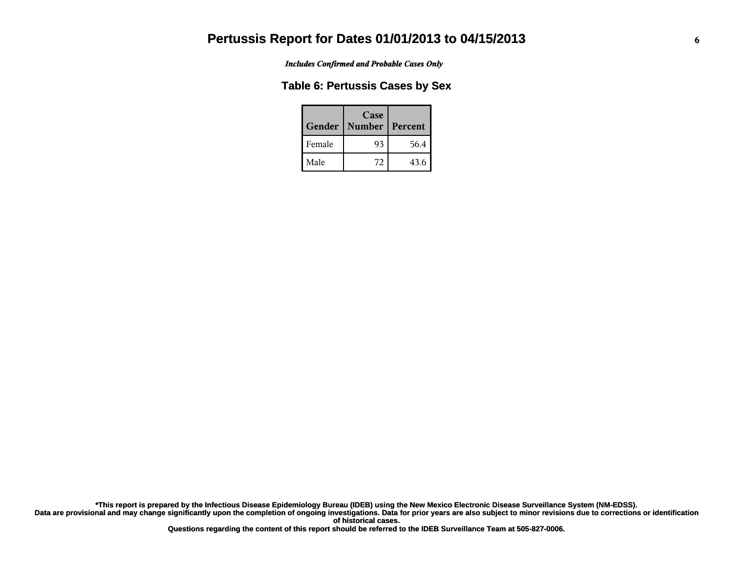# Pertussis Report for Dates 01/01/2013 to 04/15/2013

*Includes Confirmed and Probable Cases Only*

## Table 6: Pertussis Cases by Sex

| Gender | Case Number | Percent |
|---|---|---|
| Female | 93 | 56.4 |
| Male | 72 | 43.6 |

**\*This report is prepared by the Infectious Disease Epidemiology Bureau (IDEB) using the New Mexico Electronic Disease Surveillance System (NM-EDSS). Data are provisional and may change significantly upon the completion of ongoing investigations. Data for prior years are also subject to minor revisions due to corrections or identification of historical cases.**

**Questions regarding the content of this report should be referred to the IDEB Surveillance Team at 505-827-0006.**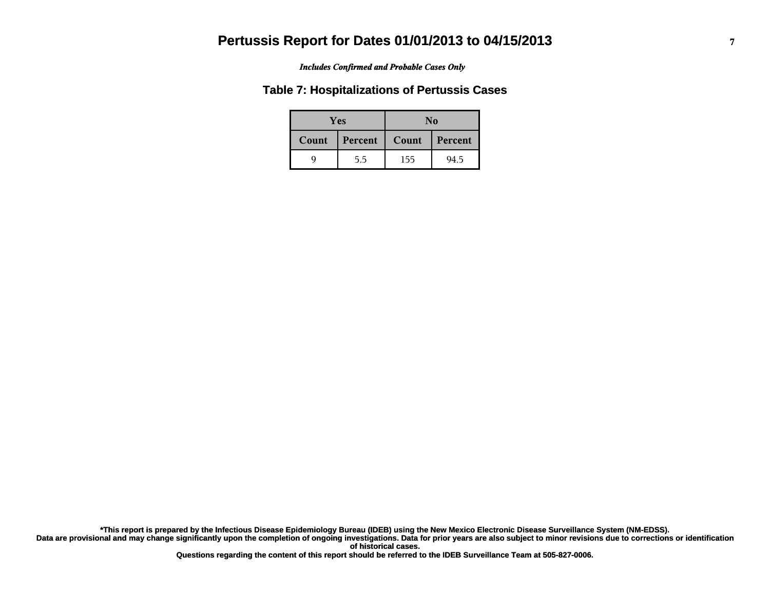# Pertussis Report for Dates 01/01/2013 to 04/15/2013

*Includes Confirmed and Probable Cases Only*

## Table 7: Hospitalizations of Pertussis Cases

| Yes | | No | |
|---|---|---|---|
| Count | Percent | Count | Percent |
| 9 | 5.5 | 155 | 94.5 |

**\*This report is prepared by the Infectious Disease Epidemiology Bureau (IDEB) using the New Mexico Electronic Disease Surveillance System (NM-EDSS). Data are provisional and may change significantly upon the completion of ongoing investigations. Data for prior years are also subject to minor revisions due to corrections or identification of historical cases.**

**Questions regarding the content of this report should be referred to the IDEB Surveillance Team at 505-827-0006.**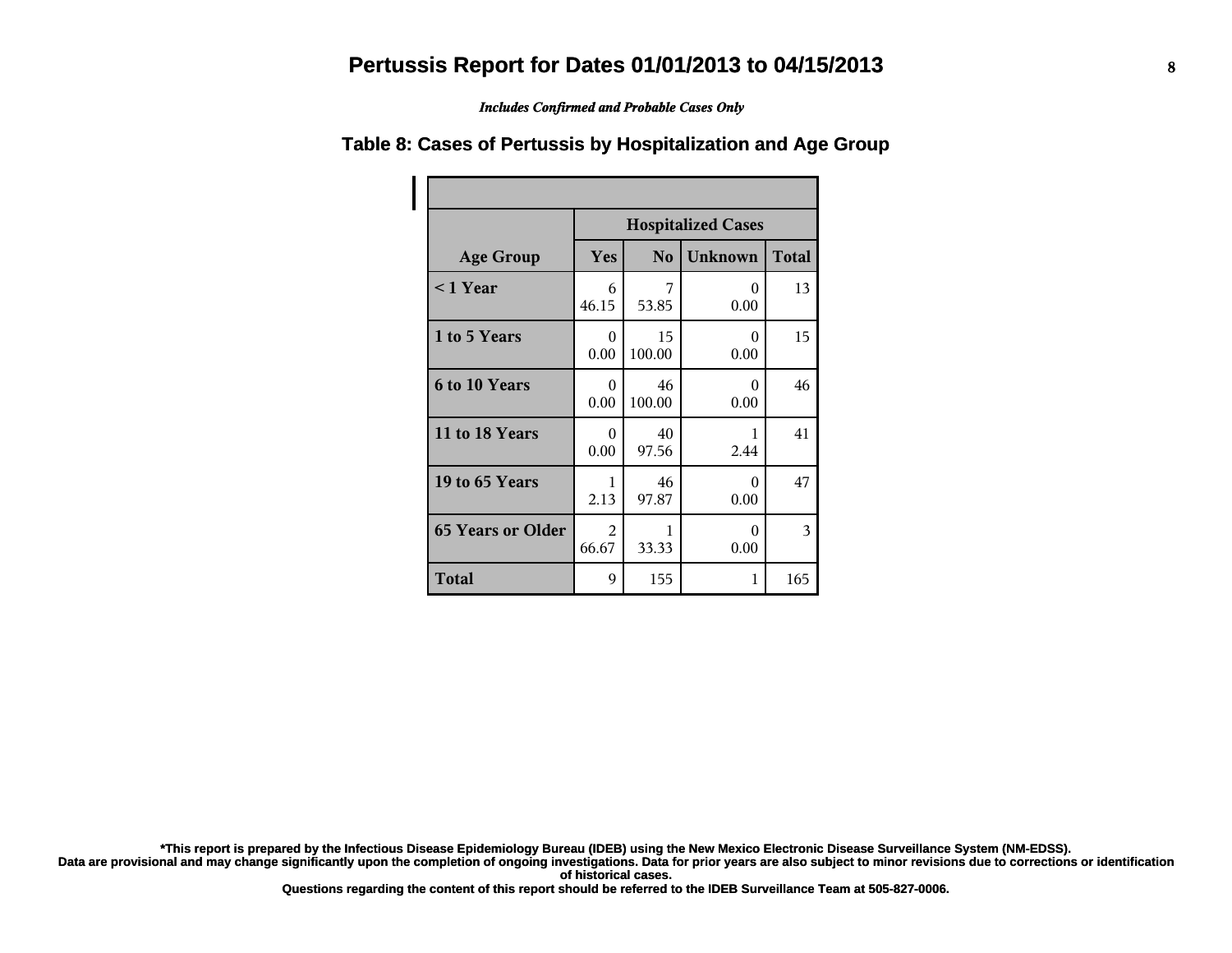# Pertussis Report for Dates 01/01/2013 to 04/15/2013

*Includes Confirmed and Probable Cases Only*

## Table 8: Cases of Pertussis by Hospitalization and Age Group

| | Hospitalized Cases | | | |
|---|---|---|---|---|
| **Age Group** | **Yes** | **No** | **Unknown** | **Total** |
| **< 1 Year** | 6<br>46.15 | 7<br>53.85 | 0<br>0.00 | 13 |
| **1 to 5 Years** | 0<br>0.00 | 15<br>100.00 | 0<br>0.00 | 15 |
| **6 to 10 Years** | 0<br>0.00 | 46<br>100.00 | 0<br>0.00 | 46 |
| **11 to 18 Years** | 0<br>0.00 | 40<br>97.56 | 1<br>2.44 | 41 |
| **19 to 65 Years** | 1<br>2.13 | 46<br>97.87 | 0<br>0.00 | 47 |
| **65 Years or Older** | 2<br>66.67 | 1<br>33.33 | 0<br>0.00 | 3 |
| **Total** | 9 | 155 | 1 | 165 |

**\*This report is prepared by the Infectious Disease Epidemiology Bureau (IDEB) using the New Mexico Electronic Disease Surveillance System (NM-EDSS).**
**Data are provisional and may change significantly upon the completion of ongoing investigations. Data for prior years are also subject to minor revisions due to corrections or identification of historical cases.**
**Questions regarding the content of this report should be referred to the IDEB Surveillance Team at 505-827-0006.**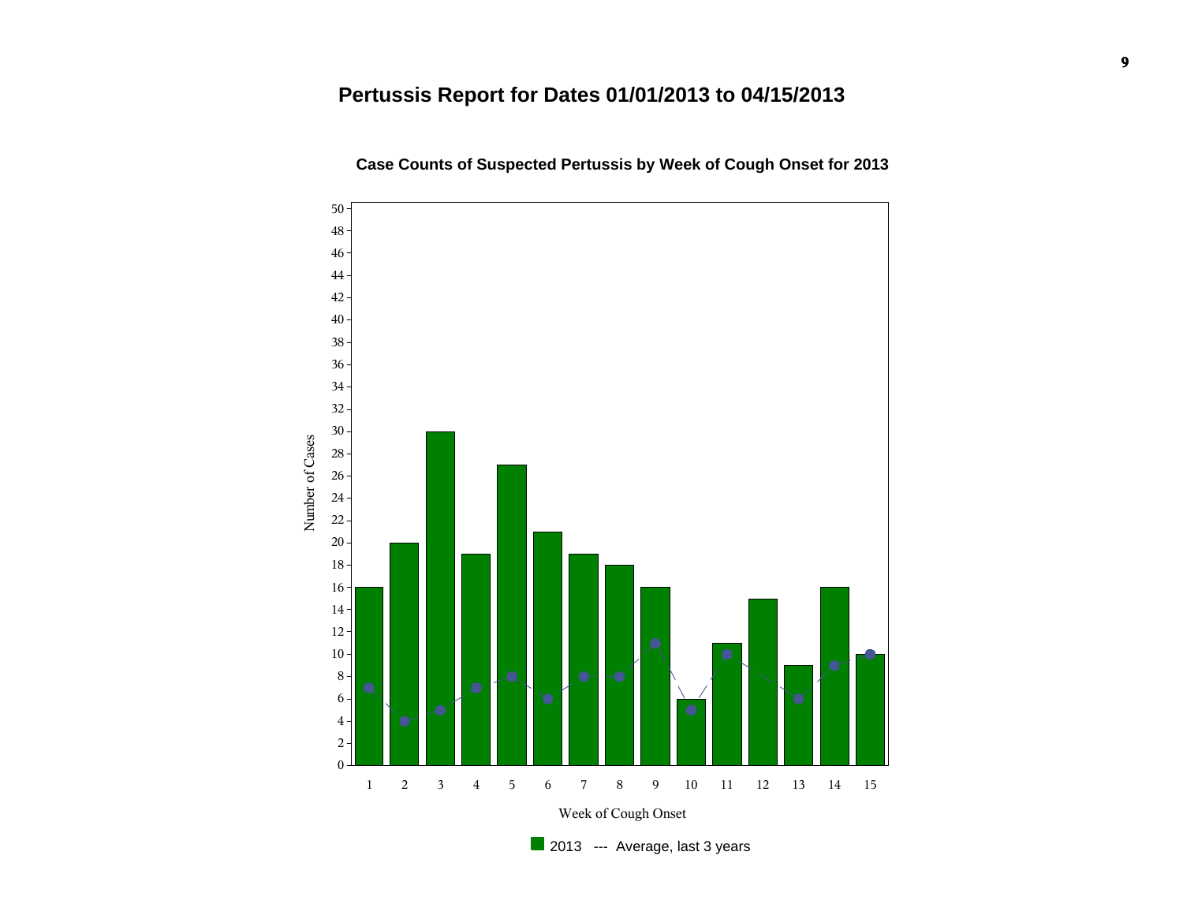# Pertussis Report for Dates 01/01/2013 to 04/15/2013

**Case Counts of Suspected Pertussis by Week of Cough Onset for 2013**

Number of Cases

0
2
4
6
8
10
12
14
16
18
20
22
24
26
28
30
32
34
36
38
40
42
44
46
48
50

1 2 3 4 5 6 7 8 9 10 11 12 13 14 15

Week of Cough Onset

2013 --- Average, last 3 years